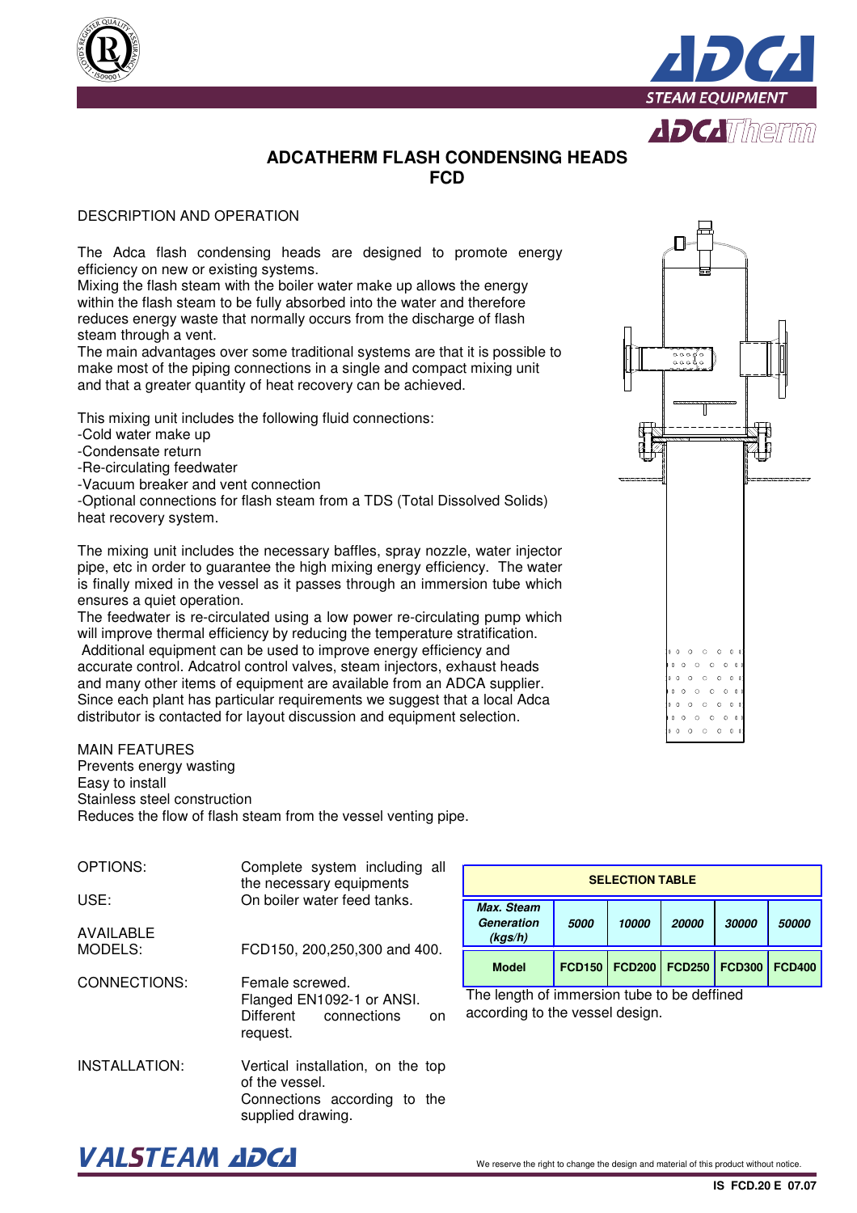# ADCATHERM FLASH CONDENSING HEADS
# FCD

## DESCRIPTION AND OPERATION

The Adca flash condensing heads are designed to promote energy efficiency on new or existing systems.
Mixing the flash steam with the boiler water make up allows the energy within the flash steam to be fully absorbed into the water and therefore reduces energy waste that normally occurs from the discharge of flash steam through a vent.
The main advantages over some traditional systems are that it is possible to make most of the piping connections in a single and compact mixing unit and that a greater quantity of heat recovery can be achieved.

This mixing unit includes the following fluid connections:
-Cold water make up
-Condensate return
-Re-circulating feedwater
-Vacuum breaker and vent connection
-Optional connections for flash steam from a TDS (Total Dissolved Solids) heat recovery system.

The mixing unit includes the necessary baffles, spray nozzle, water injector pipe, etc in order to guarantee the high mixing energy efficiency. The water is finally mixed in the vessel as it passes through an immersion tube which ensures a quiet operation.
The feedwater is re-circulated using a low power re-circulating pump which will improve thermal efficiency by reducing the temperature stratification.
Additional equipment can be used to improve energy efficiency and accurate control. Adcatrol control valves, steam injectors, exhaust heads and many other items of equipment are available from an ADCA supplier.
Since each plant has particular requirements we suggest that a local Adca distributor is contacted for layout discussion and equipment selection.

## MAIN FEATURES

Prevents energy wasting
Easy to install
Stainless steel construction
Reduces the flow of flash steam from the vessel venting pipe.

**OPTIONS:** Complete system including all the necessary equipments

**USE:** On boiler water feed tanks.

**AVAILABLE MODELS:** FCD150, 200,250,300 and 400.

**CONNECTIONS:** Female screwed.
Flanged EN1092-1 or ANSI.
Different connections on request.

**INSTALLATION:** Vertical installation, on the top of the vessel.
Connections according to the supplied drawing.

**SELECTION TABLE**

| Max. Steam Generation (kgs/h) | 5000 | 10000 | 20000 | 30000 | 50000 |
|---|---|---|---|---|---|
| Model | FCD150 | FCD200 | FCD250 | FCD300 | FCD400 |

The length of immersion tube to be deffined according to the vessel design.

We reserve the right to change the design and material of this product without notice.

IS FCD.20 E 07.07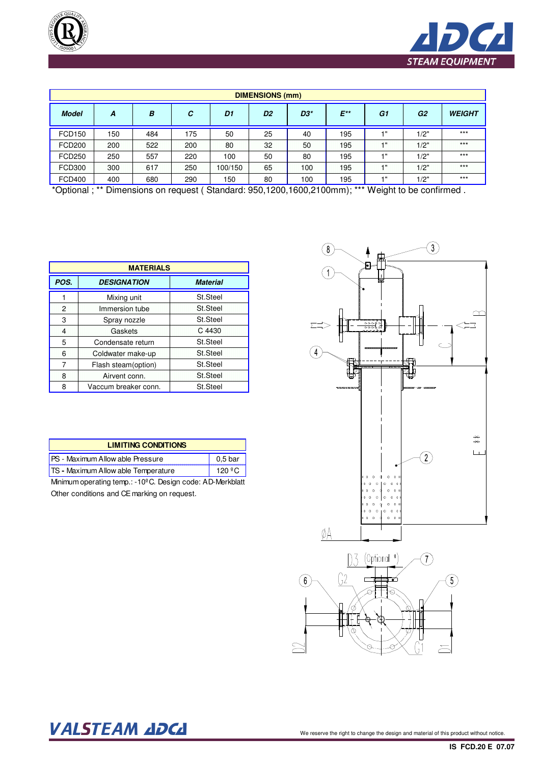| DIMENSIONS (mm) | | | | | | | | | | |
|---|---|---|---|---|---|---|---|---|---|---|
| ***Model*** | ***A*** | ***B*** | ***C*** | ***D1*** | ***D2*** | ***D3**** | ***E***** | ***G1*** | ***G2*** | ***WEIGHT*** |
| FCD150 | 150 | 484 | 175 | 50 | 25 | 40 | 195 | 1" | 1/2" | *** |
| FCD200 | 200 | 522 | 200 | 80 | 32 | 50 | 195 | 1" | 1/2" | *** |
| FCD250 | 250 | 557 | 220 | 100 | 50 | 80 | 195 | 1" | 1/2" | *** |
| FCD300 | 300 | 617 | 250 | 100/150 | 65 | 100 | 195 | 1" | 1/2" | *** |
| FCD400 | 400 | 680 | 290 | 150 | 80 | 100 | 195 | 1" | 1/2" | *** |

*Optional ; ** Dimensions on request ( Standard: 950,1200,1600,2100mm); *** Weight to be confirmed .

| MATERIALS | | |
|---|---|---|
| ***POS.*** | ***DESIGNATION*** | ***Material*** |
| 1 | Mixing unit | St.Steel |
| 2 | Immersion tube | St.Steel |
| 3 | Spray nozzle | St.Steel |
| 4 | Gaskets | C 4430 |
| 5 | Condensate return | St.Steel |
| 6 | Coldwater make-up | St.Steel |
| 7 | Flash steam(option) | St.Steel |
| 8 | Airvent conn. | St.Steel |
| 8 | Vaccum breaker conn. | St.Steel |

| LIMITING CONDITIONS | |
|---|---|
| PS - Maximum Allow able Pressure | 0,5 bar |
| TS - Maximum Allow able Temperature | 120 ºC |

Minimum operating temp.: -10ºC. Design code: AD-Merkblatt

Other conditions and CE marking on request.

We reserve the right to change the design and material of this product without notice.

IS FCD.20 E 07.07